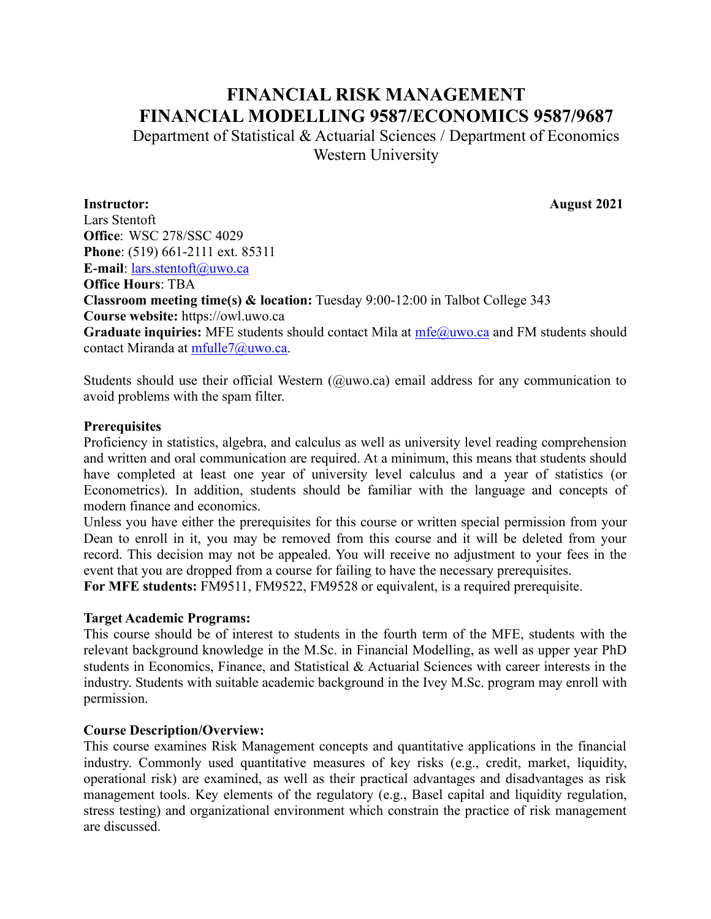# FINANCIAL RISK MANAGEMENT
# FINANCIAL MODELLING 9587/ECONOMICS 9587/9687

Department of Statistical & Actuarial Sciences / Department of Economics
Western University

**Instructor:** **August 2021**
Lars Stentoft
**Office**: WSC 278/SSC 4029
**Phone**: (519) 661-2111 ext. 85311
**E-mail**: lars.stentoft@uwo.ca
**Office Hours**: TBA
**Classroom meeting time(s) & location:** Tuesday 9:00-12:00 in Talbot College 343
**Course website:** https://owl.uwo.ca
**Graduate inquiries:** MFE students should contact Mila at mfe@uwo.ca and FM students should contact Miranda at mfulle7@uwo.ca.

Students should use their official Western (@uwo.ca) email address for any communication to avoid problems with the spam filter.

**Prerequisites**
Proficiency in statistics, algebra, and calculus as well as university level reading comprehension and written and oral communication are required. At a minimum, this means that students should have completed at least one year of university level calculus and a year of statistics (or Econometrics). In addition, students should be familiar with the language and concepts of modern finance and economics.
Unless you have either the prerequisites for this course or written special permission from your Dean to enroll in it, you may be removed from this course and it will be deleted from your record. This decision may not be appealed. You will receive no adjustment to your fees in the event that you are dropped from a course for failing to have the necessary prerequisites.
**For MFE students:** FM9511, FM9522, FM9528 or equivalent, is a required prerequisite.

**Target Academic Programs:**
This course should be of interest to students in the fourth term of the MFE, students with the relevant background knowledge in the M.Sc. in Financial Modelling, as well as upper year PhD students in Economics, Finance, and Statistical & Actuarial Sciences with career interests in the industry. Students with suitable academic background in the Ivey M.Sc. program may enroll with permission.

**Course Description/Overview:**
This course examines Risk Management concepts and quantitative applications in the financial industry. Commonly used quantitative measures of key risks (e.g., credit, market, liquidity, operational risk) are examined, as well as their practical advantages and disadvantages as risk management tools. Key elements of the regulatory (e.g., Basel capital and liquidity regulation, stress testing) and organizational environment which constrain the practice of risk management are discussed.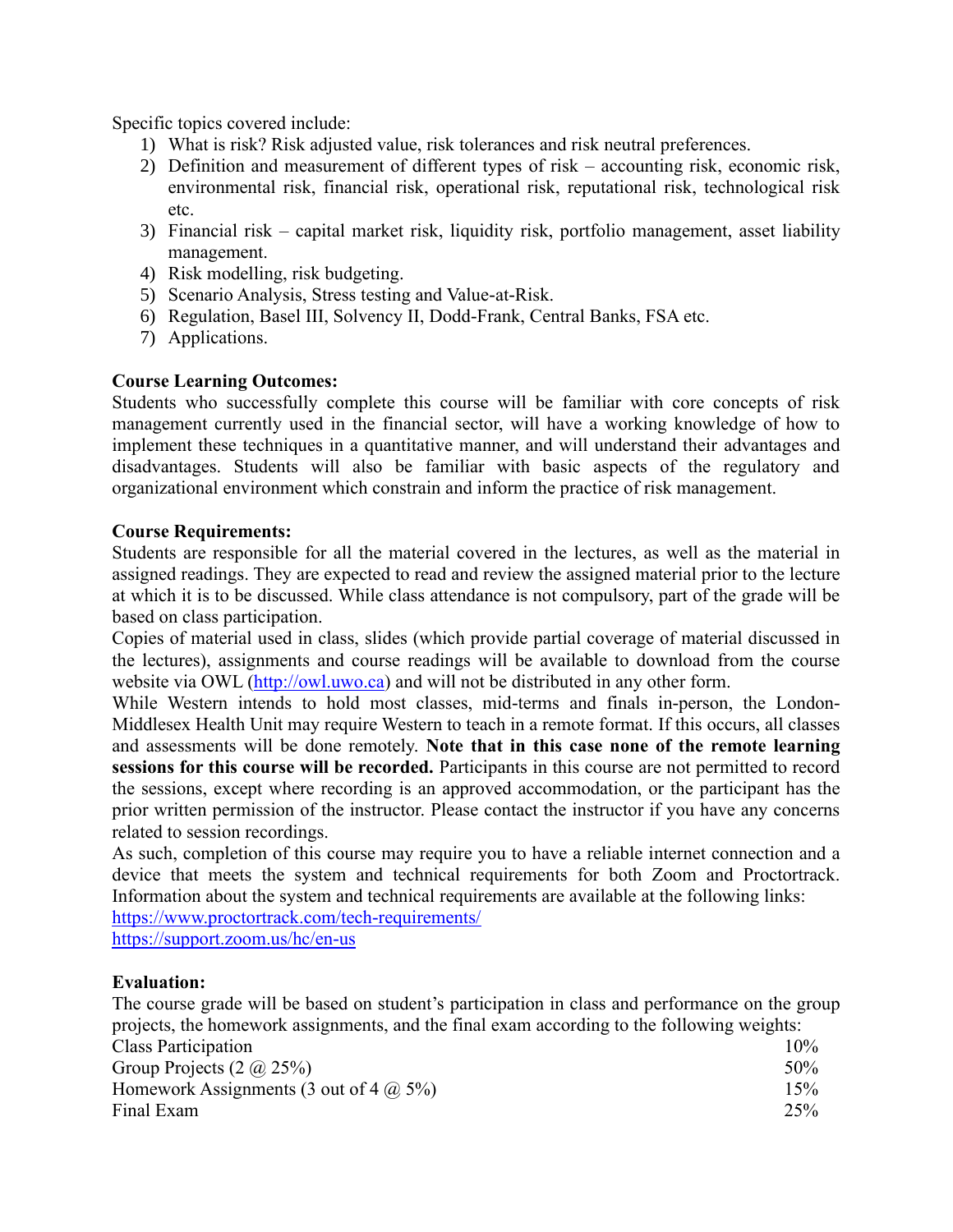Specific topics covered include:

1) What is risk? Risk adjusted value, risk tolerances and risk neutral preferences.
2) Definition and measurement of different types of risk – accounting risk, economic risk, environmental risk, financial risk, operational risk, reputational risk, technological risk etc.
3) Financial risk – capital market risk, liquidity risk, portfolio management, asset liability management.
4) Risk modelling, risk budgeting.
5) Scenario Analysis, Stress testing and Value-at-Risk.
6) Regulation, Basel III, Solvency II, Dodd-Frank, Central Banks, FSA etc.
7) Applications.

**Course Learning Outcomes:**

Students who successfully complete this course will be familiar with core concepts of risk management currently used in the financial sector, will have a working knowledge of how to implement these techniques in a quantitative manner, and will understand their advantages and disadvantages. Students will also be familiar with basic aspects of the regulatory and organizational environment which constrain and inform the practice of risk management.

**Course Requirements:**

Students are responsible for all the material covered in the lectures, as well as the material in assigned readings. They are expected to read and review the assigned material prior to the lecture at which it is to be discussed. While class attendance is not compulsory, part of the grade will be based on class participation.

Copies of material used in class, slides (which provide partial coverage of material discussed in the lectures), assignments and course readings will be available to download from the course website via OWL (http://owl.uwo.ca) and will not be distributed in any other form.

While Western intends to hold most classes, mid-terms and finals in-person, the London-Middlesex Health Unit may require Western to teach in a remote format. If this occurs, all classes and assessments will be done remotely. **Note that in this case none of the remote learning sessions for this course will be recorded.** Participants in this course are not permitted to record the sessions, except where recording is an approved accommodation, or the participant has the prior written permission of the instructor. Please contact the instructor if you have any concerns related to session recordings.

As such, completion of this course may require you to have a reliable internet connection and a device that meets the system and technical requirements for both Zoom and Proctortrack. Information about the system and technical requirements are available at the following links:

https://www.proctortrack.com/tech-requirements/

https://support.zoom.us/hc/en-us

**Evaluation:**

The course grade will be based on student's participation in class and performance on the group projects, the homework assignments, and the final exam according to the following weights:

| | |
|---|---|
| Class Participation | 10% |
| Group Projects (2 @ 25%) | 50% |
| Homework Assignments (3 out of 4 @ 5%) | 15% |
| Final Exam | 25% |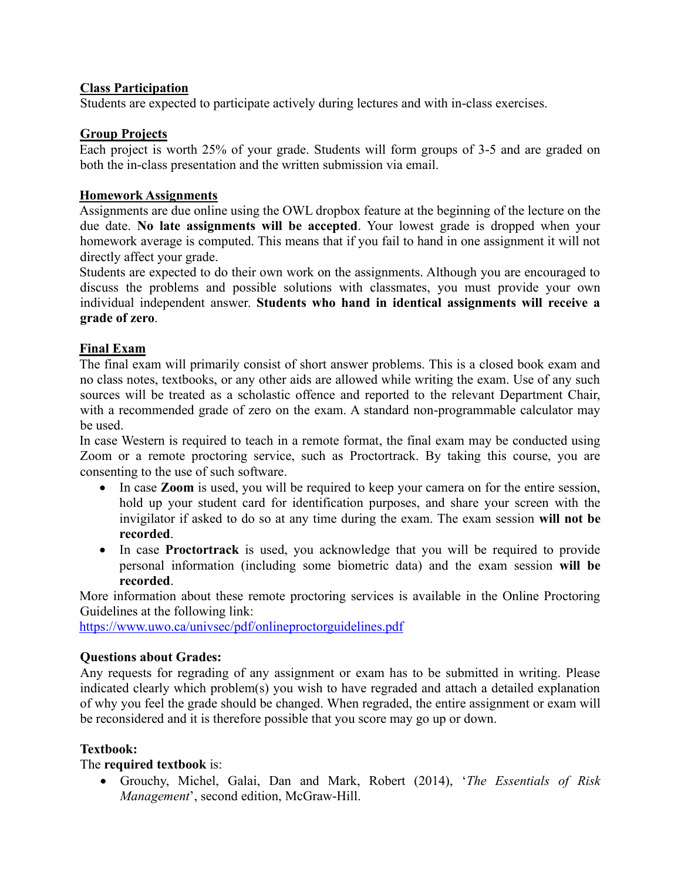**Class Participation**
Students are expected to participate actively during lectures and with in-class exercises.

**Group Projects**
Each project is worth 25% of your grade. Students will form groups of 3-5 and are graded on both the in-class presentation and the written submission via email.

**Homework Assignments**
Assignments are due online using the OWL dropbox feature at the beginning of the lecture on the due date. **No late assignments will be accepted**. Your lowest grade is dropped when your homework average is computed. This means that if you fail to hand in one assignment it will not directly affect your grade.
Students are expected to do their own work on the assignments. Although you are encouraged to discuss the problems and possible solutions with classmates, you must provide your own individual independent answer. **Students who hand in identical assignments will receive a grade of zero**.

**Final Exam**
The final exam will primarily consist of short answer problems. This is a closed book exam and no class notes, textbooks, or any other aids are allowed while writing the exam. Use of any such sources will be treated as a scholastic offence and reported to the relevant Department Chair, with a recommended grade of zero on the exam. A standard non-programmable calculator may be used.
In case Western is required to teach in a remote format, the final exam may be conducted using Zoom or a remote proctoring service, such as Proctortrack. By taking this course, you are consenting to the use of such software.

- In case **Zoom** is used, you will be required to keep your camera on for the entire session, hold up your student card for identification purposes, and share your screen with the invigilator if asked to do so at any time during the exam. The exam session **will not be recorded**.
- In case **Proctortrack** is used, you acknowledge that you will be required to provide personal information (including some biometric data) and the exam session **will be recorded**.

More information about these remote proctoring services is available in the Online Proctoring Guidelines at the following link:
https://www.uwo.ca/univsec/pdf/onlineproctorguidelines.pdf

**Questions about Grades:**
Any requests for regrading of any assignment or exam has to be submitted in writing. Please indicated clearly which problem(s) you wish to have regraded and attach a detailed explanation of why you feel the grade should be changed. When regraded, the entire assignment or exam will be reconsidered and it is therefore possible that you score may go up or down.

**Textbook:**
The **required textbook** is:

- Grouchy, Michel, Galai, Dan and Mark, Robert (2014), '*The Essentials of Risk Management*', second edition, McGraw-Hill.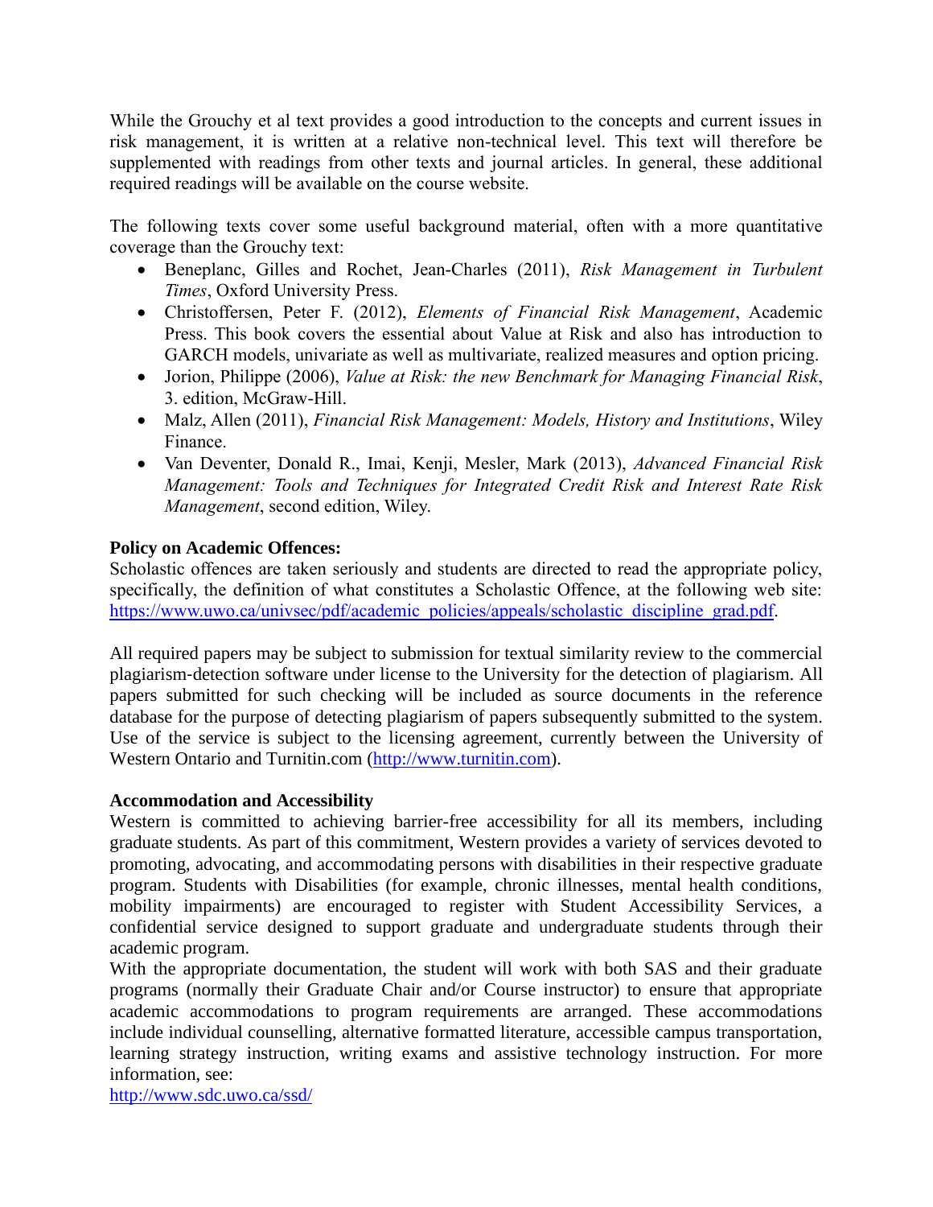While the Grouchy et al text provides a good introduction to the concepts and current issues in risk management, it is written at a relative non-technical level. This text will therefore be supplemented with readings from other texts and journal articles. In general, these additional required readings will be available on the course website.

The following texts cover some useful background material, often with a more quantitative coverage than the Grouchy text:

- Beneplanc, Gilles and Rochet, Jean-Charles (2011), *Risk Management in Turbulent Times*, Oxford University Press.
- Christoffersen, Peter F. (2012), *Elements of Financial Risk Management*, Academic Press. This book covers the essential about Value at Risk and also has introduction to GARCH models, univariate as well as multivariate, realized measures and option pricing.
- Jorion, Philippe (2006), *Value at Risk: the new Benchmark for Managing Financial Risk*, 3. edition, McGraw-Hill.
- Malz, Allen (2011), *Financial Risk Management: Models, History and Institutions*, Wiley Finance.
- Van Deventer, Donald R., Imai, Kenji, Mesler, Mark (2013), *Advanced Financial Risk Management: Tools and Techniques for Integrated Credit Risk and Interest Rate Risk Management*, second edition, Wiley.

**Policy on Academic Offences:**

Scholastic offences are taken seriously and students are directed to read the appropriate policy, specifically, the definition of what constitutes a Scholastic Offence, at the following web site: https://www.uwo.ca/univsec/pdf/academic_policies/appeals/scholastic_discipline_grad.pdf.

All required papers may be subject to submission for textual similarity review to the commercial plagiarism-detection software under license to the University for the detection of plagiarism. All papers submitted for such checking will be included as source documents in the reference database for the purpose of detecting plagiarism of papers subsequently submitted to the system. Use of the service is subject to the licensing agreement, currently between the University of Western Ontario and Turnitin.com (http://www.turnitin.com).

**Accommodation and Accessibility**

Western is committed to achieving barrier-free accessibility for all its members, including graduate students. As part of this commitment, Western provides a variety of services devoted to promoting, advocating, and accommodating persons with disabilities in their respective graduate program. Students with Disabilities (for example, chronic illnesses, mental health conditions, mobility impairments) are encouraged to register with Student Accessibility Services, a confidential service designed to support graduate and undergraduate students through their academic program.

With the appropriate documentation, the student will work with both SAS and their graduate programs (normally their Graduate Chair and/or Course instructor) to ensure that appropriate academic accommodations to program requirements are arranged. These accommodations include individual counselling, alternative formatted literature, accessible campus transportation, learning strategy instruction, writing exams and assistive technology instruction. For more information, see:

http://www.sdc.uwo.ca/ssd/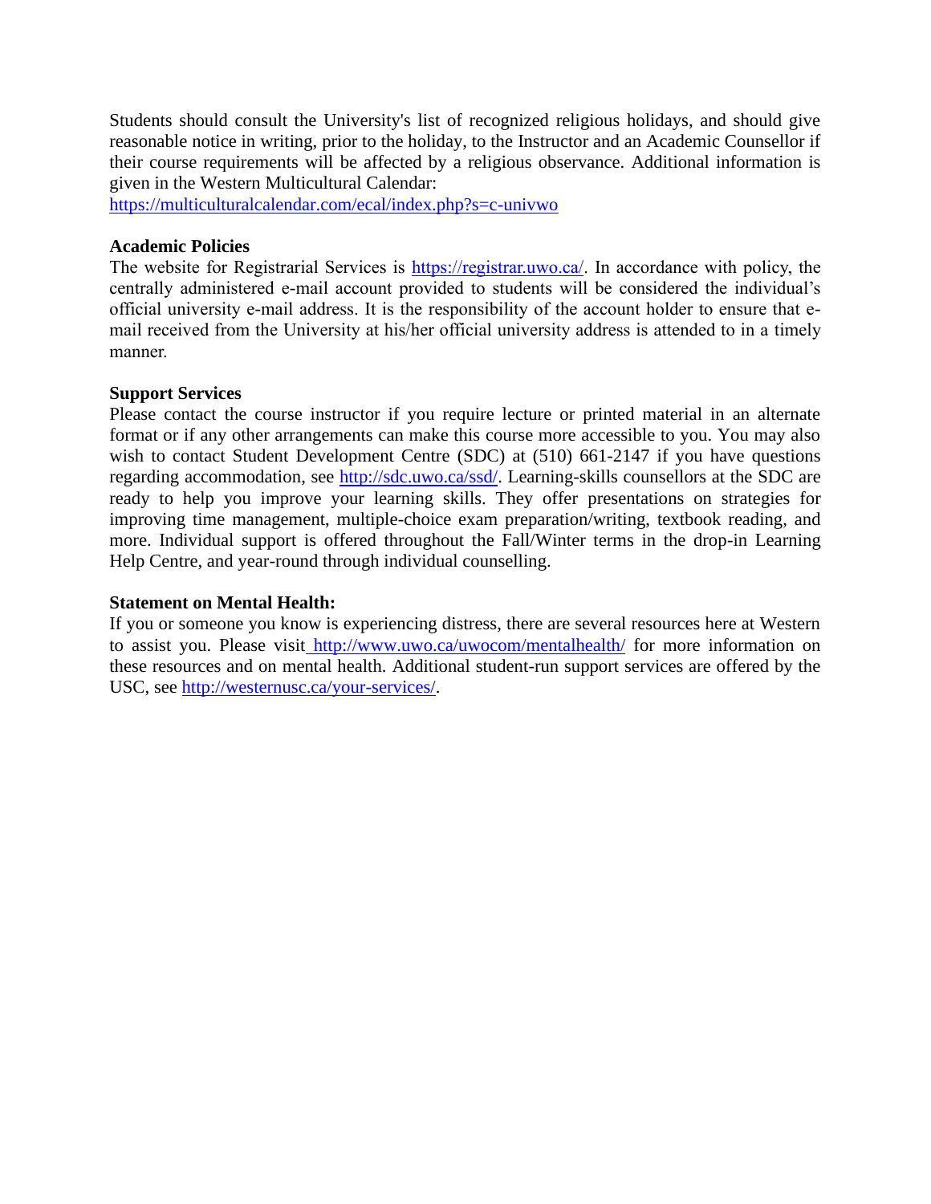Students should consult the University's list of recognized religious holidays, and should give reasonable notice in writing, prior to the holiday, to the Instructor and an Academic Counsellor if their course requirements will be affected by a religious observance. Additional information is given in the Western Multicultural Calendar:
https://multiculturalcalendar.com/ecal/index.php?s=c-univwo

**Academic Policies**
The website for Registrarial Services is https://registrar.uwo.ca/. In accordance with policy, the centrally administered e-mail account provided to students will be considered the individual's official university e-mail address. It is the responsibility of the account holder to ensure that e-mail received from the University at his/her official university address is attended to in a timely manner.

**Support Services**
Please contact the course instructor if you require lecture or printed material in an alternate format or if any other arrangements can make this course more accessible to you. You may also wish to contact Student Development Centre (SDC) at (510) 661-2147 if you have questions regarding accommodation, see http://sdc.uwo.ca/ssd/. Learning-skills counsellors at the SDC are ready to help you improve your learning skills. They offer presentations on strategies for improving time management, multiple-choice exam preparation/writing, textbook reading, and more. Individual support is offered throughout the Fall/Winter terms in the drop-in Learning Help Centre, and year-round through individual counselling.

**Statement on Mental Health:**
If you or someone you know is experiencing distress, there are several resources here at Western to assist you. Please visit http://www.uwo.ca/uwocom/mentalhealth/ for more information on these resources and on mental health. Additional student-run support services are offered by the USC, see http://westernusc.ca/your-services/.